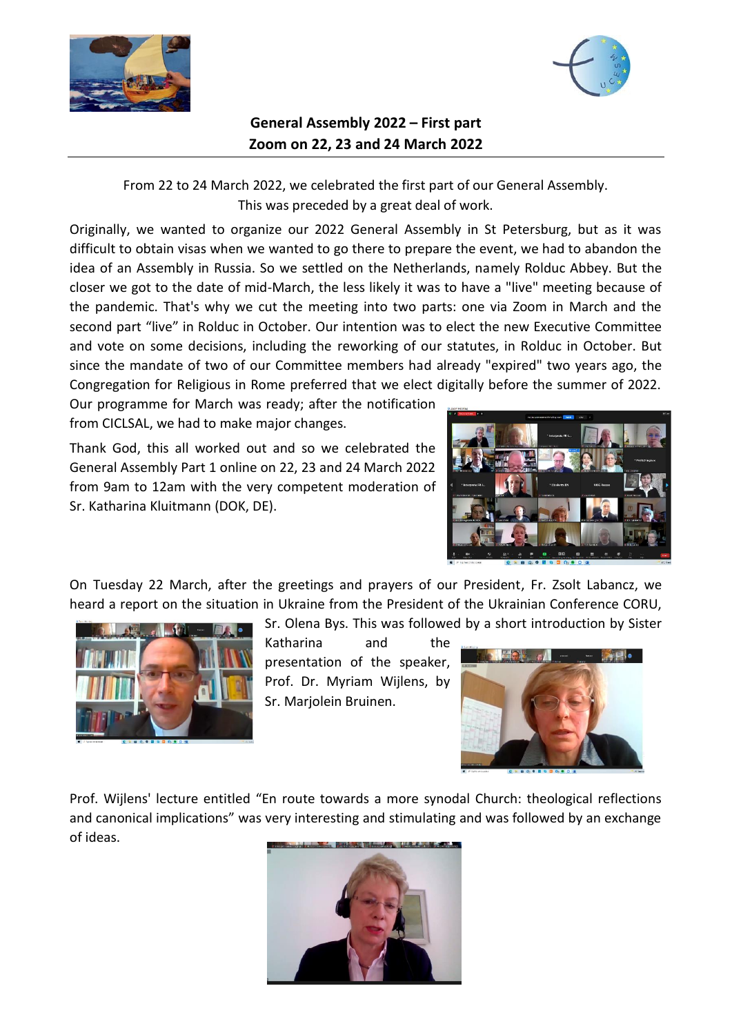# General Assembly 2022 – First part
## Zoom on 22, 23 and 24 March 2022

From 22 to 24 March 2022, we celebrated the first part of our General Assembly. This was preceded by a great deal of work.

Originally, we wanted to organize our 2022 General Assembly in St Petersburg, but as it was difficult to obtain visas when we wanted to go there to prepare the event, we had to abandon the idea of an Assembly in Russia. So we settled on the Netherlands, namely Rolduc Abbey. But the closer we got to the date of mid-March, the less likely it was to have a "live" meeting because of the pandemic. That's why we cut the meeting into two parts: one via Zoom in March and the second part "live" in Rolduc in October. Our intention was to elect the new Executive Committee and vote on some decisions, including the reworking of our statutes, in Rolduc in October. But since the mandate of two of our Committee members had already "expired" two years ago, the Congregation for Religious in Rome preferred that we elect digitally before the summer of 2022. Our programme for March was ready; after the notification from CICLSAL, we had to make major changes.

Thank God, this all worked out and so we celebrated the General Assembly Part 1 online on 22, 23 and 24 March 2022 from 9am to 12am with the very competent moderation of Sr. Katharina Kluitmann (DOK, DE).

On Tuesday 22 March, after the greetings and prayers of our President, Fr. Zsolt Labancz, we heard a report on the situation in Ukraine from the President of the Ukrainian Conference CORU, Sr. Olena Bys. This was followed by a short introduction by Sister Katharina and the presentation of the speaker, Prof. Dr. Myriam Wijlens, by Sr. Marjolein Bruinen.

Prof. Wijlens' lecture entitled "En route towards a more synodal Church: theological reflections and canonical implications" was very interesting and stimulating and was followed by an exchange of ideas.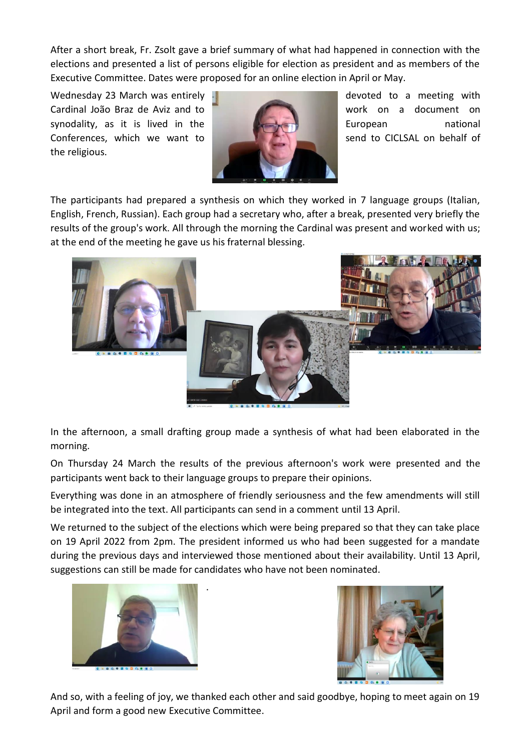After a short break, Fr. Zsolt gave a brief summary of what had happened in connection with the elections and presented a list of persons eligible for election as president and as members of the Executive Committee. Dates were proposed for an online election in April or May.

Wednesday 23 March was entirely devoted to a meeting with Cardinal João Braz de Aviz and to work on a document on synodality, as it is lived in the European national Conferences, which we want to send to CICLSAL on behalf of the religious.

The participants had prepared a synthesis on which they worked in 7 language groups (Italian, English, French, Russian). Each group had a secretary who, after a break, presented very briefly the results of the group's work. All through the morning the Cardinal was present and worked with us; at the end of the meeting he gave us his fraternal blessing.

In the afternoon, a small drafting group made a synthesis of what had been elaborated in the morning.

On Thursday 24 March the results of the previous afternoon's work were presented and the participants went back to their language groups to prepare their opinions.

Everything was done in an atmosphere of friendly seriousness and the few amendments will still be integrated into the text. All participants can send in a comment until 13 April.

We returned to the subject of the elections which were being prepared so that they can take place on 19 April 2022 from 2pm. The president informed us who had been suggested for a mandate during the previous days and interviewed those mentioned about their availability. Until 13 April, suggestions can still be made for candidates who have not been nominated.

And so, with a feeling of joy, we thanked each other and said goodbye, hoping to meet again on 19 April and form a good new Executive Committee.